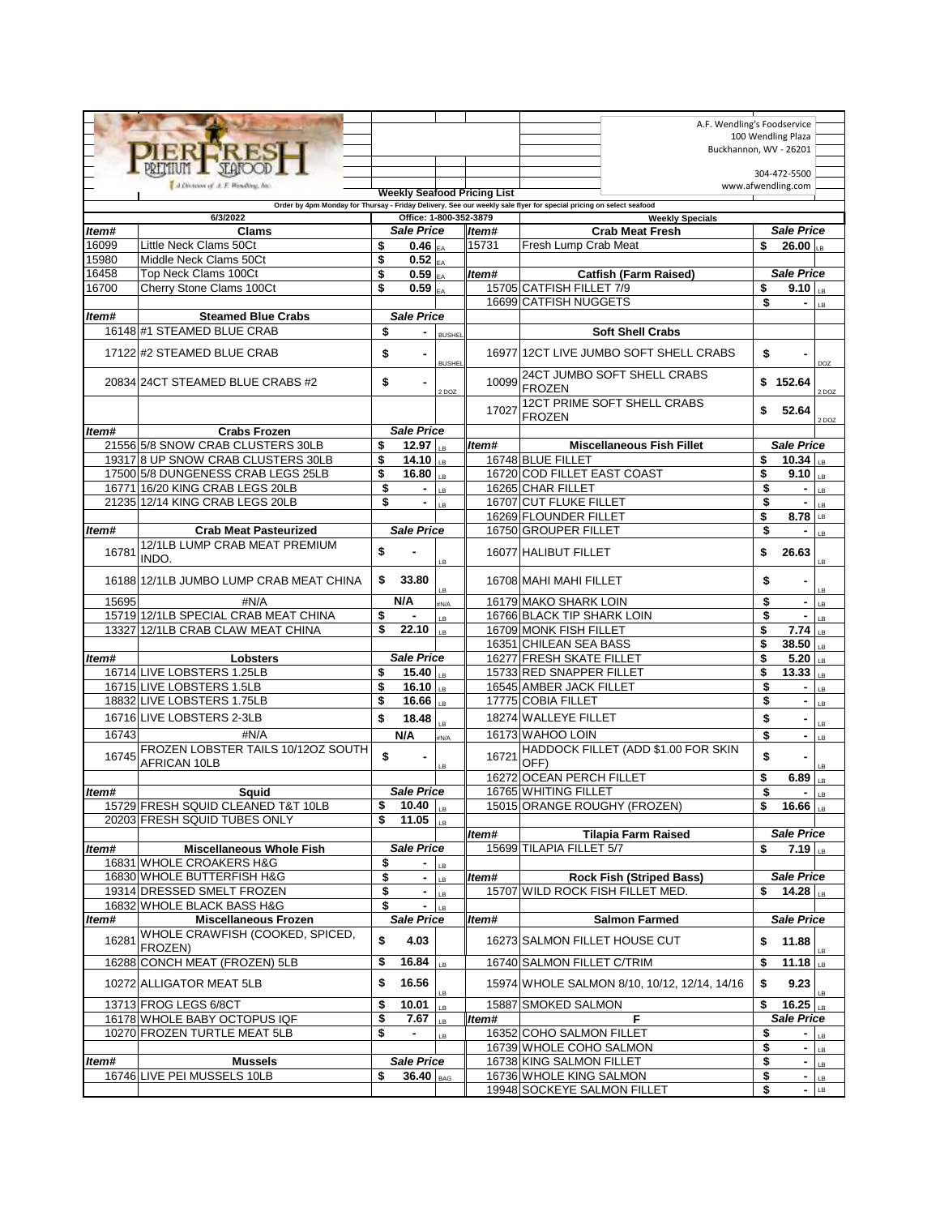PIERFRESH PREMIUM SEAFOOD
A Division of A. F. Wendling, Inc.

A.F. Wendling's Foodservice
100 Wendling Plaza
Buckhannon, WV - 26201

304-472-5500
www.afwendling.com

**Weekly Seafood Pricing List**

**Order by 4pm Monday for Thursay - Friday Delivery. See our weekly sale flyer for special pricing on select seafood**

6/3/2022 — Office: 1-800-352-3879 — **Weekly Specials**

| Item# | Clams | Sale Price | |
|---|---|---|---|
| 16099 | Little Neck Clams 50Ct | $ 0.46 | EA |
| 15980 | Middle Neck Clams 50Ct | $ 0.52 | EA |
| 16458 | Top Neck Clams 100Ct | $ 0.59 | EA |
| 16700 | Cherry Stone Clams 100Ct | $ 0.59 | EA |

| Item# | Steamed Blue Crabs | Sale Price | |
|---|---|---|---|
| 16148 | #1 STEAMED BLUE CRAB | $ - | BUSHEL |
| 17122 | #2 STEAMED BLUE CRAB | $ - | BUSHEL |
| 20834 | 24CT STEAMED BLUE CRABS #2 | $ - | 2 DOZ |

| Item# | Crabs Frozen | Sale Price | |
|---|---|---|---|
| 21556 | 5/8 SNOW CRAB CLUSTERS 30LB | $ 12.97 | LB |
| 19317 | 8 UP SNOW CRAB CLUSTERS 30LB | $ 14.10 | LB |
| 17500 | 5/8 DUNGENESS CRAB LEGS 25LB | $ 16.80 | LB |
| 16771 | 16/20 KING CRAB LEGS 20LB | $ - | LB |
| 21235 | 12/14 KING CRAB LEGS 20LB | $ - | LB |

| Item# | Crab Meat Pasteurized | Sale Price | |
|---|---|---|---|
| 16781 | 12/1LB LUMP CRAB MEAT PREMIUM INDO. | $ - | LB |
| 16188 | 12/1LB JUMBO LUMP CRAB MEAT CHINA | $ 33.80 | LB |
| 15695 | #N/A | N/A | #N/A |
| 15719 | 12/1LB SPECIAL CRAB MEAT CHINA | $ - | LB |
| 13327 | 12/1LB CRAB CLAW MEAT CHINA | $ 22.10 | LB |

| Item# | Lobsters | Sale Price | |
|---|---|---|---|
| 16714 | LIVE LOBSTERS 1.25LB | $ 15.40 | LB |
| 16715 | LIVE LOBSTERS 1.5LB | $ 16.10 | LB |
| 18832 | LIVE LOBSTERS 1.75LB | $ 16.66 | LB |
| 16716 | LIVE LOBSTERS 2-3LB | $ 18.48 | LB |
| 16743 | #N/A | N/A | #N/A |
| 16745 | FROZEN LOBSTER TAILS 10/12OZ SOUTH AFRICAN 10LB | $ - | LB |

| Item# | Squid | Sale Price | |
|---|---|---|---|
| 15729 | FRESH SQUID CLEANED T&T 10LB | $ 10.40 | LB |
| 20203 | FRESH SQUID TUBES ONLY | $ 11.05 | LB |

| Item# | Miscellaneous Whole Fish | Sale Price | |
|---|---|---|---|
| 16831 | WHOLE CROAKERS H&G | $ - | LB |
| 16830 | WHOLE BUTTERFISH H&G | $ - | LB |
| 19314 | DRESSED SMELT FROZEN | $ - | LB |
| 16832 | WHOLE BLACK BASS H&G | $ - | LB |

| Item# | Miscellaneous Frozen | Sale Price | |
|---|---|---|---|
| 16281 | WHOLE CRAWFISH (COOKED, SPICED, FROZEN) | $ 4.03 | |
| 16288 | CONCH MEAT (FROZEN) 5LB | $ 16.84 | LB |
| 10272 | ALLIGATOR MEAT 5LB | $ 16.56 | LB |
| 13713 | FROG LEGS 6/8CT | $ 10.01 | LB |
| 16178 | WHOLE BABY OCTOPUS IQF | $ 7.67 | LB |
| 10270 | FROZEN TURTLE MEAT 5LB | $ - | LB |

| Item# | Mussels | Sale Price | |
|---|---|---|---|
| 16746 | LIVE PEI MUSSELS 10LB | $ 36.40 | BAG |

| Item# | Crab Meat Fresh | Sale Price | |
|---|---|---|---|
| 15731 | Fresh Lump Crab Meat | $ 26.00 | LB |

| Item# | Catfish (Farm Raised) | Sale Price | |
|---|---|---|---|
| 15705 | CATFISH FILLET 7/9 | $ 9.10 | LB |
| 16699 | CATFISH NUGGETS | $ - | LB |

| Item# | Soft Shell Crabs | Sale Price | |
|---|---|---|---|
| 16977 | 12CT LIVE JUMBO SOFT SHELL CRABS | $ - | DOZ |
| 10099 | 24CT JUMBO SOFT SHELL CRABS FROZEN | $ 152.64 | 2 DOZ |
| 17027 | 12CT PRIME SOFT SHELL CRABS FROZEN | $ 52.64 | 2 DOZ |

| Item# | Miscellaneous Fish Fillet | Sale Price | |
|---|---|---|---|
| 16748 | BLUE FILLET | $ 10.34 | LB |
| 16720 | COD FILLET EAST COAST | $ 9.10 | LB |
| 16265 | CHAR FILLET | $ - | LB |
| 16707 | CUT FLUKE FILLET | $ - | LB |
| 16269 | FLOUNDER FILLET | $ 8.78 | LB |
| 16750 | GROUPER FILLET | $ - | LB |
| 16077 | HALIBUT FILLET | $ 26.63 | LB |
| 16708 | MAHI MAHI FILLET | $ - | LB |
| 16179 | MAKO SHARK LOIN | $ - | LB |
| 16766 | BLACK TIP SHARK LOIN | $ - | LB |
| 16709 | MONK FISH FILLET | $ 7.74 | LB |
| 16351 | CHILEAN SEA BASS | $ 38.50 | LB |
| 16277 | FRESH SKATE FILLET | $ 5.20 | LB |
| 15733 | RED SNAPPER FILLET | $ 13.33 | LB |
| 16545 | AMBER JACK FILLET | $ - | LB |
| 17775 | COBIA FILLET | $ - | LB |
| 18274 | WALLEYE FILLET | $ - | LB |
| 16173 | WAHOO LOIN | $ - | LB |
| 16721 | HADDOCK FILLET (ADD $1.00 FOR SKIN OFF) | $ - | LB |
| 16272 | OCEAN PERCH FILLET | $ 6.89 | LB |
| 16765 | WHITING FILLET | $ - | LB |
| 15015 | ORANGE ROUGHY (FROZEN) | $ 16.66 | LB |

| Item# | Tilapia Farm Raised | Sale Price | |
|---|---|---|---|
| 15699 | TILAPIA FILLET 5/7 | $ 7.19 | LB |

| Item# | Rock Fish (Striped Bass) | Sale Price | |
|---|---|---|---|
| 15707 | WILD ROCK FISH FILLET MED. | $ 14.28 | LB |

| Item# | Salmon Farmed | Sale Price | |
|---|---|---|---|
| 16273 | SALMON FILLET HOUSE CUT | $ 11.88 | LB |
| 16740 | SALMON FILLET C/TRIM | $ 11.18 | LB |
| 15974 | WHOLE SALMON 8/10, 10/12, 12/14, 14/16 | $ 9.23 | LB |
| 15887 | SMOKED SALMON | $ 16.25 | LB |

| Item# | F | Sale Price | |
|---|---|---|---|
| 16352 | COHO SALMON FILLET | $ - | LB |
| 16739 | WHOLE COHO SALMON | $ - | LB |
| 16738 | KING SALMON FILLET | $ - | LB |
| 16736 | WHOLE KING SALMON | $ - | LB |
| 19948 | SOCKEYE SALMON FILLET | $ - | LB |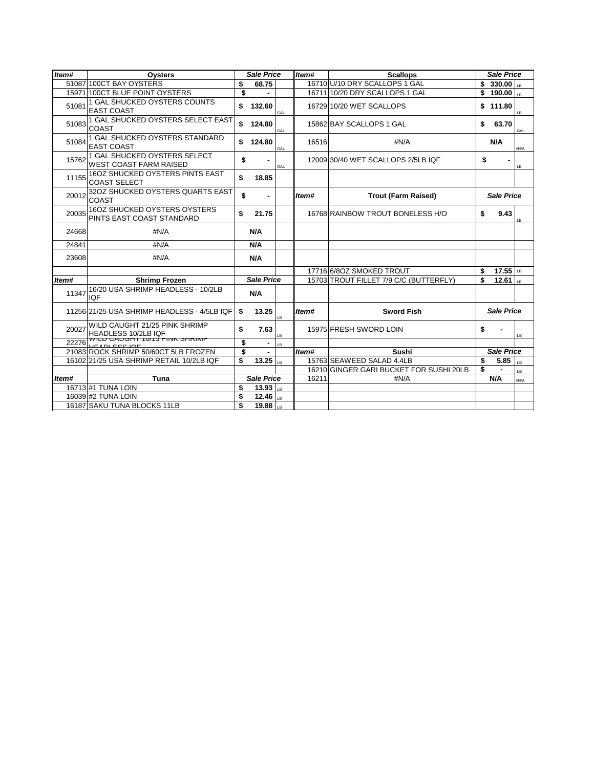| Item# | Oysters | Sale Price | | Item# | Scallops | Sale Price | |
|---|---|---|---|---|---|---|---|
| 51087 | 100CT BAY OYSTERS | $ 68.75 | | 16710 | U/10 DRY SCALLOPS 1 GAL | $ 330.00 | LB |
| 15971 | 100CT BLUE POINT OYSTERS | $ - | | 16711 | 10/20 DRY SCALLOPS 1 GAL | $ 190.00 | LB |
| 51081 | 1 GAL SHUCKED OYSTERS COUNTS EAST COAST | $ 132.60 | GAL | 16729 | 10/20 WET SCALLOPS | $ 111.80 | LB |
| 51083 | 1 GAL SHUCKED OYSTERS SELECT EAST COAST | $ 124.80 | GAL | 15862 | BAY SCALLOPS 1 GAL | $ 63.70 | GAL |
| 51084 | 1 GAL SHUCKED OYSTERS STANDARD EAST COAST | $ 124.80 | GAL | 16516 | #N/A | N/A | #N/A |
| 15762 | 1 GAL SHUCKED OYSTERS SELECT WEST COAST FARM RAISED | $ - | GAL | 12009 | 30/40 WET SCALLOPS 2/5LB IQF | $ - | LB |
| 11155 | 16OZ SHUCKED OYSTERS PINTS EAST COAST SELECT | $ 18.85 | | | | | |
| 20012 | 32OZ SHUCKED OYSTERS QUARTS EAST COAST | $ - | | Item# | Trout (Farm Raised) | Sale Price | |
| 20035 | 16OZ SHUCKED OYSTERS OYSTERS PINTS EAST COAST STANDARD | $ 21.75 | | 16768 | RAINBOW TROUT BONELESS H/O | $ 9.43 | LB |
| 24668 | #N/A | N/A | | | | | |
| 24841 | #N/A | N/A | | | | | |
| 23608 | #N/A | N/A | | | | | |
| | | | | 17716 | 6/8OZ SMOKED TROUT | $ 17.55 | LB |
| Item# | Shrimp Frozen | Sale Price | | 15703 | TROUT FILLET 7/9 C/C (BUTTERFLY) | $ 12.61 | LB |
| 11347 | 16/20 USA SHRIMP HEADLESS - 10/2LB IQF | N/A | | | | | |
| 11256 | 21/25 USA SHRIMP HEADLESS - 4/5LB IQF | $ 13.25 | LB | Item# | Sword Fish | Sale Price | |
| 20027 | WILD CAUGHT 21/25 PINK SHRIMP HEADLESS 10/2LB IQF | $ 7.63 | LB | 15975 | FRESH SWORD LOIN | $ - | LB |
| 22276 | WILD CAUGHT 10/15 PINK SHRIMP HEADLESS IQF | $ - | LB | | | | |
| 21083 | ROCK SHRIMP 50/60CT 5LB FROZEN | $ - | | Item# | Sushi | Sale Price | |
| 16102 | 21/25 USA SHRIMP RETAIL 10/2LB IQF | $ 13.25 | LB | 15763 | SEAWEED SALAD 4.4LB | $ 5.85 | LB |
| | | | | 16210 | GINGER GARI BUCKET FOR SUSHI 20LB | $ - | LB |
| Item# | Tuna | Sale Price | | 16211 | #N/A | N/A | #N/A |
| 16713 | #1 TUNA LOIN | $ 13.93 | LB | | | | |
| 16039 | #2 TUNA LOIN | $ 12.46 | LB | | | | |
| 16187 | SAKU TUNA BLOCKS 11LB | $ 19.88 | LB | | | | |